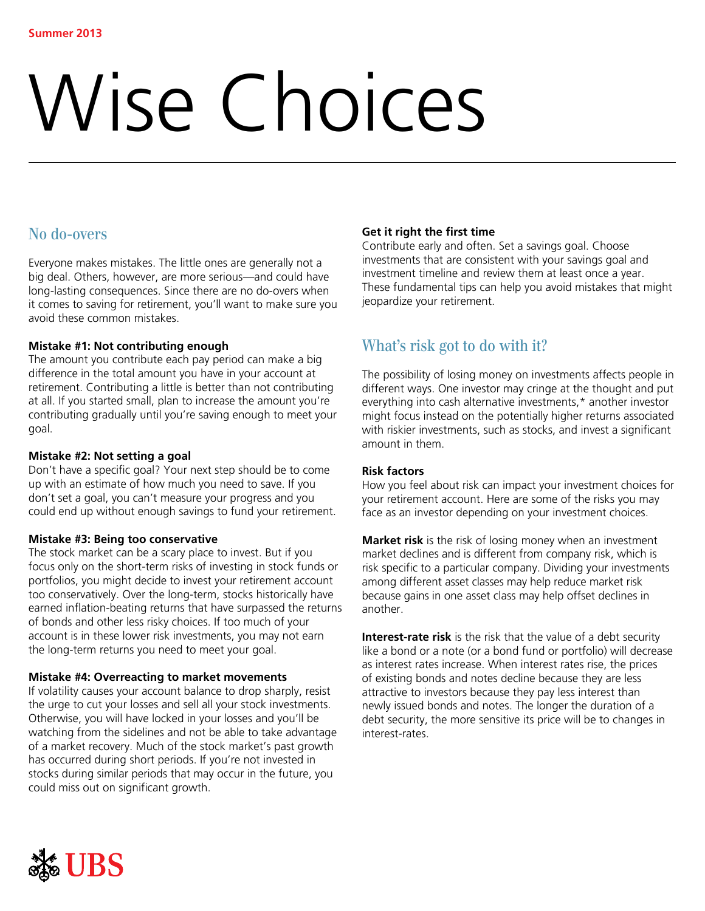Summer 2013

# Wise Choices

## No do-overs

Everyone makes mistakes. The little ones are generally not a big deal. Others, however, are more serious—and could have long-lasting consequences. Since there are no do-overs when it comes to saving for retirement, you'll want to make sure you avoid these common mistakes.

**Mistake #1: Not contributing enough**
The amount you contribute each pay period can make a big difference in the total amount you have in your account at retirement. Contributing a little is better than not contributing at all. If you started small, plan to increase the amount you're contributing gradually until you're saving enough to meet your goal.

**Mistake #2: Not setting a goal**
Don't have a specific goal? Your next step should be to come up with an estimate of how much you need to save. If you don't set a goal, you can't measure your progress and you could end up without enough savings to fund your retirement.

**Mistake #3: Being too conservative**
The stock market can be a scary place to invest. But if you focus only on the short-term risks of investing in stock funds or portfolios, you might decide to invest your retirement account too conservatively. Over the long-term, stocks historically have earned inflation-beating returns that have surpassed the returns of bonds and other less risky choices. If too much of your account is in these lower risk investments, you may not earn the long-term returns you need to meet your goal.

**Mistake #4: Overreacting to market movements**
If volatility causes your account balance to drop sharply, resist the urge to cut your losses and sell all your stock investments. Otherwise, you will have locked in your losses and you'll be watching from the sidelines and not be able to take advantage of a market recovery. Much of the stock market's past growth has occurred during short periods. If you're not invested in stocks during similar periods that may occur in the future, you could miss out on significant growth.

**Get it right the first time**
Contribute early and often. Set a savings goal. Choose investments that are consistent with your savings goal and investment timeline and review them at least once a year. These fundamental tips can help you avoid mistakes that might jeopardize your retirement.

## What's risk got to do with it?

The possibility of losing money on investments affects people in different ways. One investor may cringe at the thought and put everything into cash alternative investments,* another investor might focus instead on the potentially higher returns associated with riskier investments, such as stocks, and invest a significant amount in them.

**Risk factors**
How you feel about risk can impact your investment choices for your retirement account. Here are some of the risks you may face as an investor depending on your investment choices.

**Market risk** is the risk of losing money when an investment market declines and is different from company risk, which is risk specific to a particular company. Dividing your investments among different asset classes may help reduce market risk because gains in one asset class may help offset declines in another.

**Interest-rate risk** is the risk that the value of a debt security like a bond or a note (or a bond fund or portfolio) will decrease as interest rates increase. When interest rates rise, the prices of existing bonds and notes decline because they are less attractive to investors because they pay less interest than newly issued bonds and notes. The longer the duration of a debt security, the more sensitive its price will be to changes in interest-rates.

UBS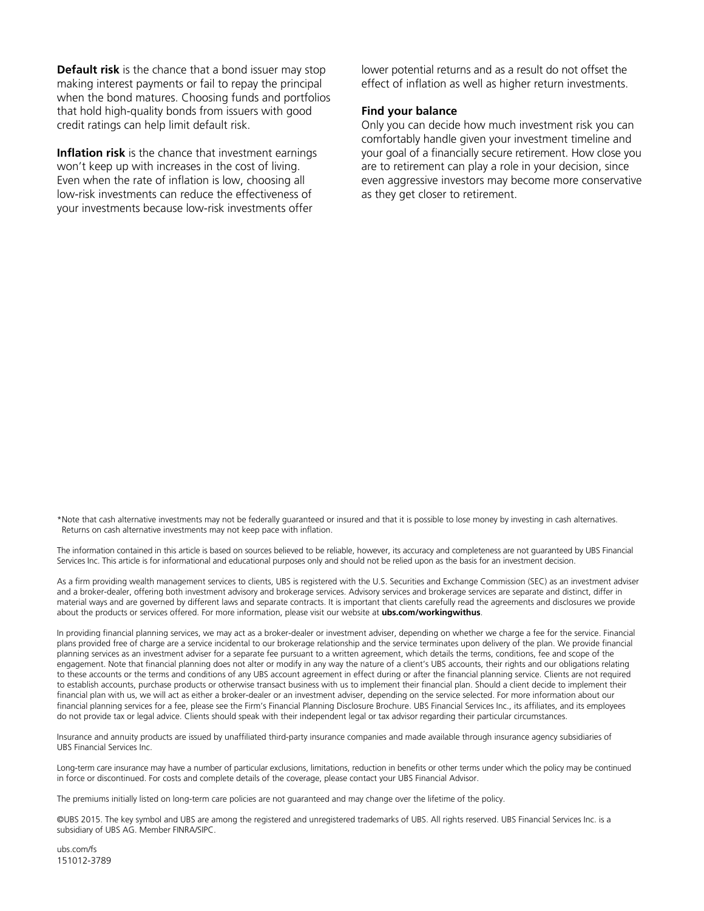**Default risk** is the chance that a bond issuer may stop making interest payments or fail to repay the principal when the bond matures. Choosing funds and portfolios that hold high-quality bonds from issuers with good credit ratings can help limit default risk.

**Inflation risk** is the chance that investment earnings won't keep up with increases in the cost of living. Even when the rate of inflation is low, choosing all low-risk investments can reduce the effectiveness of your investments because low-risk investments offer lower potential returns and as a result do not offset the effect of inflation as well as higher return investments.

**Find your balance**

Only you can decide how much investment risk you can comfortably handle given your investment timeline and your goal of a financially secure retirement. How close you are to retirement can play a role in your decision, since even aggressive investors may become more conservative as they get closer to retirement.

*Note that cash alternative investments may not be federally guaranteed or insured and that it is possible to lose money by investing in cash alternatives. Returns on cash alternative investments may not keep pace with inflation.

The information contained in this article is based on sources believed to be reliable, however, its accuracy and completeness are not guaranteed by UBS Financial Services Inc. This article is for informational and educational purposes only and should not be relied upon as the basis for an investment decision.

As a firm providing wealth management services to clients, UBS is registered with the U.S. Securities and Exchange Commission (SEC) as an investment adviser and a broker-dealer, offering both investment advisory and brokerage services. Advisory services and brokerage services are separate and distinct, differ in material ways and are governed by different laws and separate contracts. It is important that clients carefully read the agreements and disclosures we provide about the products or services offered. For more information, please visit our website at **ubs.com/workingwithus**.

In providing financial planning services, we may act as a broker-dealer or investment adviser, depending on whether we charge a fee for the service. Financial plans provided free of charge are a service incidental to our brokerage relationship and the service terminates upon delivery of the plan. We provide financial planning services as an investment adviser for a separate fee pursuant to a written agreement, which details the terms, conditions, fee and scope of the engagement. Note that financial planning does not alter or modify in any way the nature of a client's UBS accounts, their rights and our obligations relating to these accounts or the terms and conditions of any UBS account agreement in effect during or after the financial planning service. Clients are not required to establish accounts, purchase products or otherwise transact business with us to implement their financial plan. Should a client decide to implement their financial plan with us, we will act as either a broker-dealer or an investment adviser, depending on the service selected. For more information about our financial planning services for a fee, please see the Firm's Financial Planning Disclosure Brochure. UBS Financial Services Inc., its affiliates, and its employees do not provide tax or legal advice. Clients should speak with their independent legal or tax advisor regarding their particular circumstances.

Insurance and annuity products are issued by unaffiliated third-party insurance companies and made available through insurance agency subsidiaries of UBS Financial Services Inc.

Long-term care insurance may have a number of particular exclusions, limitations, reduction in benefits or other terms under which the policy may be continued in force or discontinued. For costs and complete details of the coverage, please contact your UBS Financial Advisor.

The premiums initially listed on long-term care policies are not guaranteed and may change over the lifetime of the policy.

©UBS 2015. The key symbol and UBS are among the registered and unregistered trademarks of UBS. All rights reserved. UBS Financial Services Inc. is a subsidiary of UBS AG. Member FINRA/SIPC.

ubs.com/fs
151012-3789